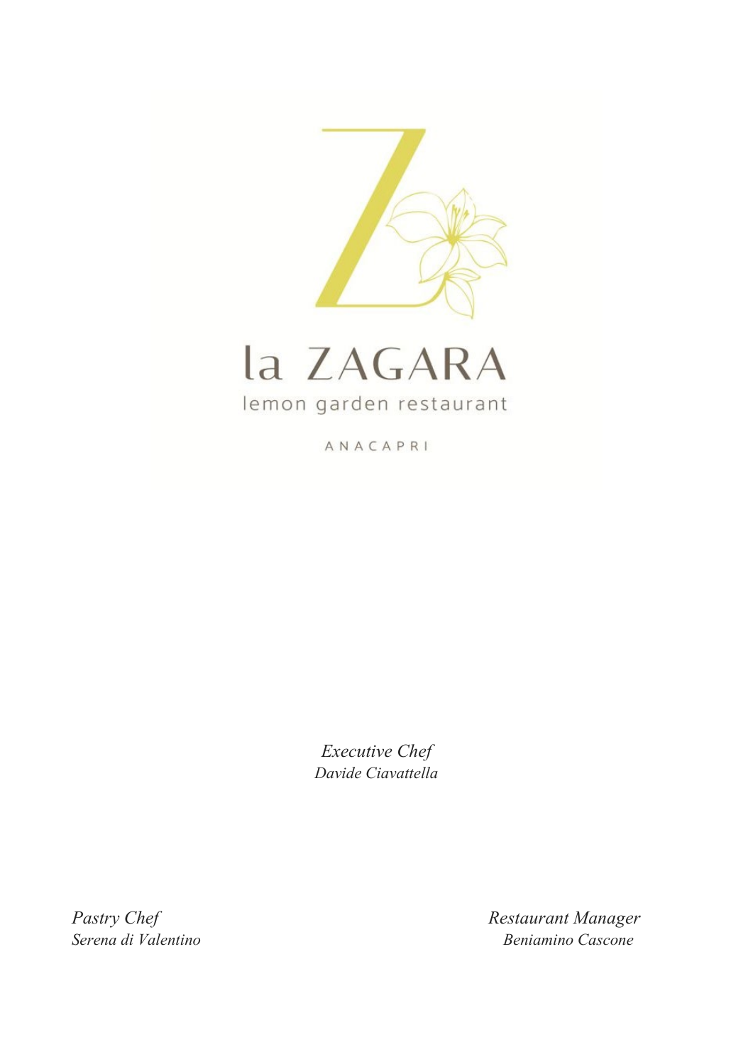# la ZAGARA

lemon garden restaurant

ANACAPRI

*Executive Chef*
*Davide Ciavattella*

*Pastry Chef*
*Serena di Valentino*

*Restaurant Manager*
*Beniamino Cascone*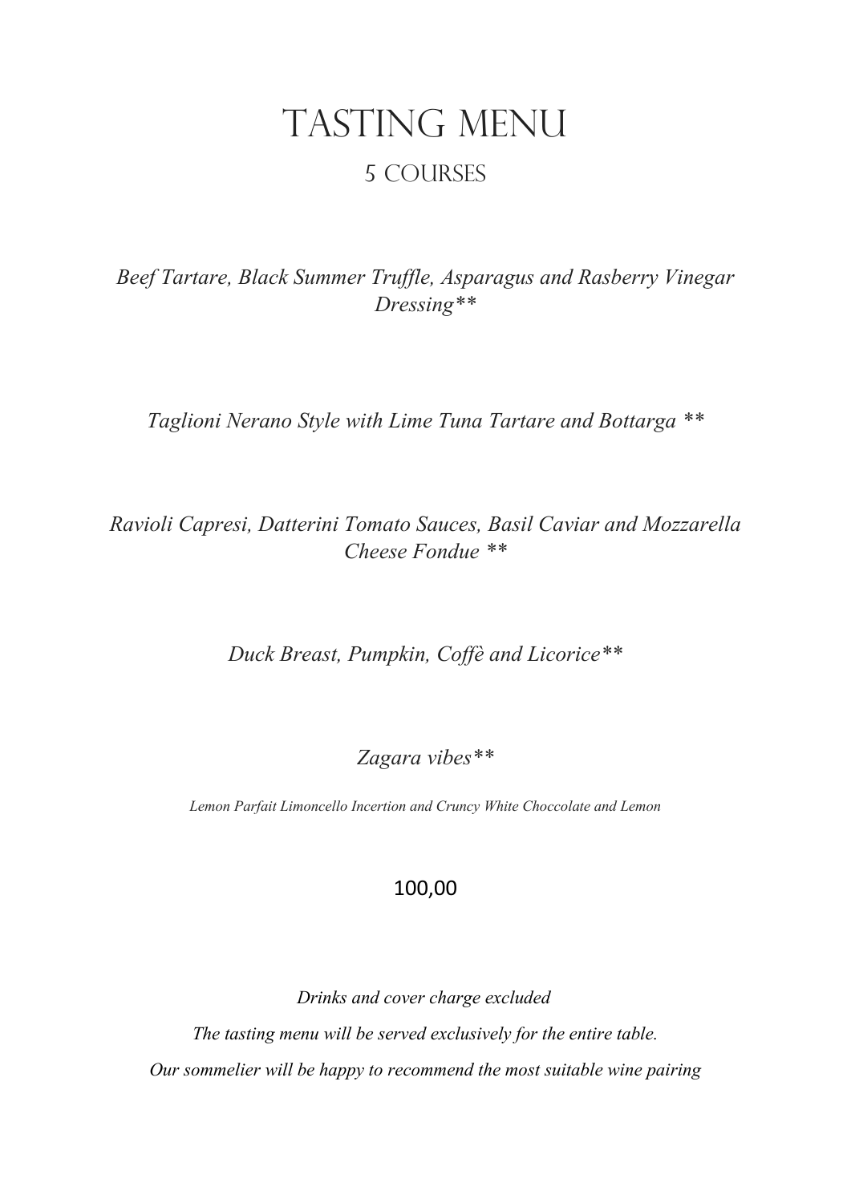# TASTING MENU

## 5 COURSES

*Beef Tartare, Black Summer Truffle, Asparagus and Rasberry Vinegar Dressing**

*Taglioni Nerano Style with Lime Tuna Tartare and Bottarga ***

*Ravioli Capresi, Datterini Tomato Sauces, Basil Caviar and Mozzarella Cheese Fondue ***

*Duck Breast, Pumpkin, Coffè and Licorice**

*Zagara vibes**

*Lemon Parfait Limoncello Incertion and Cruncy White Choccolate and Lemon*

100,00

*Drinks and cover charge excluded*

*The tasting menu will be served exclusively for the entire table.*

*Our sommelier will be happy to recommend the most suitable wine pairing*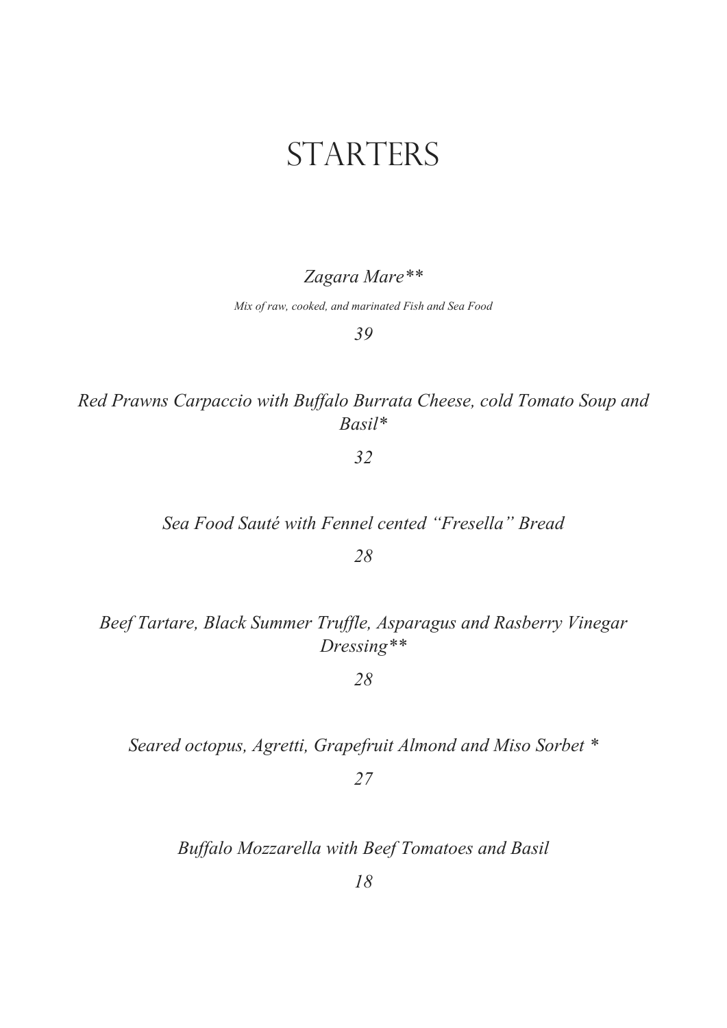# STARTERS

*Zagara Mare**

*Mix of raw, cooked, and marinated Fish and Sea Food*

*39*

*Red Prawns Carpaccio with Buffalo Burrata Cheese, cold Tomato Soup and Basil*

*32*

*Sea Food Sauté with Fennel cented "Fresella" Bread*

*28*

*Beef Tartare, Black Summer Truffle, Asparagus and Rasberry Vinegar Dressing**

*28*

*Seared octopus, Agretti, Grapefruit Almond and Miso Sorbet *

*27*

*Buffalo Mozzarella with Beef Tomatoes and Basil*

*18*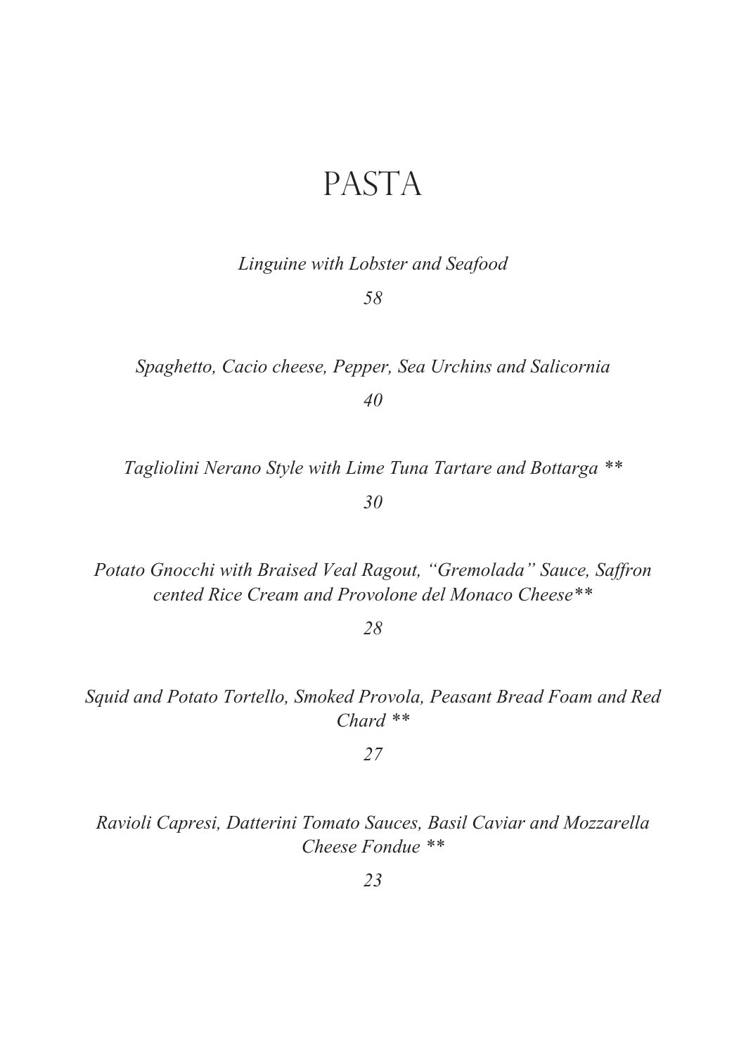# PASTA

*Linguine with Lobster and Seafood*

*58*

*Spaghetto, Cacio cheese, Pepper, Sea Urchins and Salicornia*

*40*

*Tagliolini Nerano Style with Lime Tuna Tartare and Bottarga ***

*30*

*Potato Gnocchi with Braised Veal Ragout, "Gremolada" Sauce, Saffron cented Rice Cream and Provolone del Monaco Cheese***

*28*

*Squid and Potato Tortello, Smoked Provola, Peasant Bread Foam and Red Chard ***

*27*

*Ravioli Capresi, Datterini Tomato Sauces, Basil Caviar and Mozzarella Cheese Fondue ***

*23*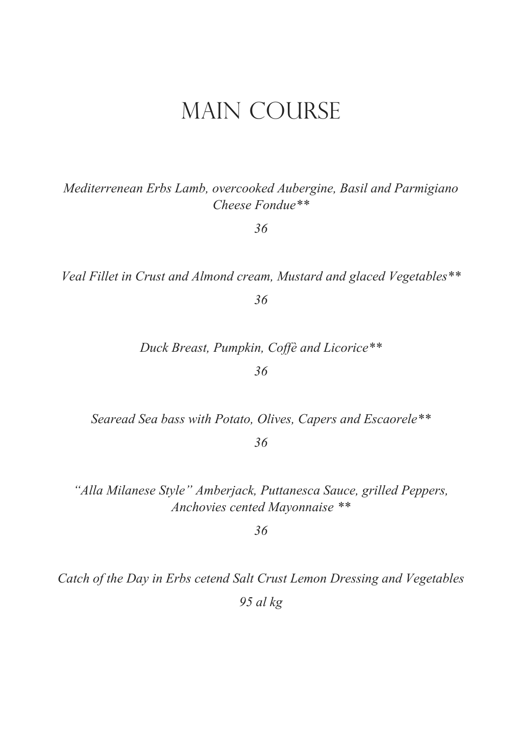# MAIN COURSE

*Mediterrenean Erbs Lamb, overcooked Aubergine, Basil and Parmigiano Cheese Fondue***

*36*

*Veal Fillet in Crust and Almond cream, Mustard and glaced Vegetables***

*36*

*Duck Breast, Pumpkin, Coffè and Licorice***

*36*

*Searead Sea bass with Potato, Olives, Capers and Escaorele***

*36*

*"Alla Milanese Style" Amberjack, Puttanesca Sauce, grilled Peppers, Anchovies cented Mayonnaise ***

*36*

*Catch of the Day in Erbs cetend Salt Crust Lemon Dressing and Vegetables*

*95 al kg*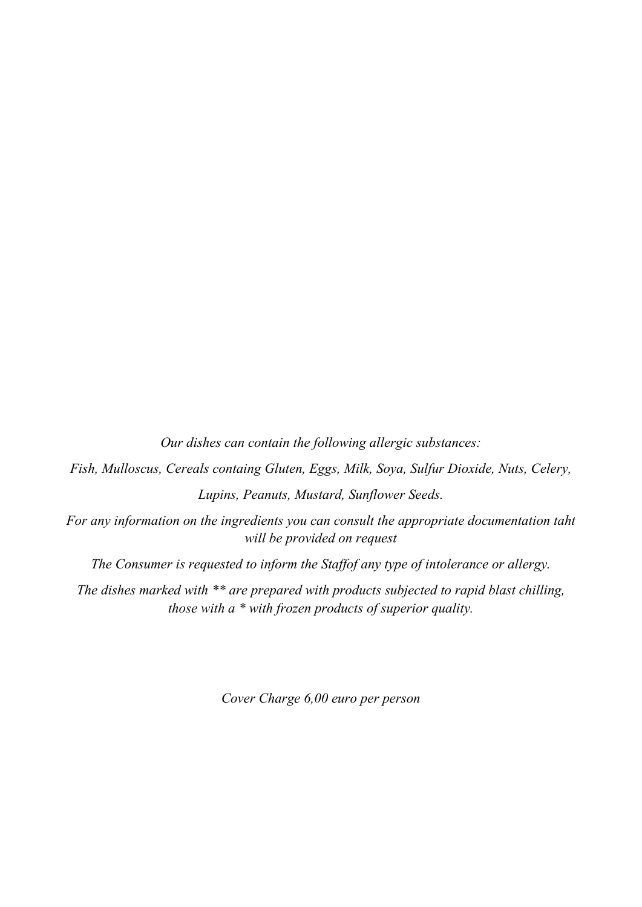*Our dishes can contain the following allergic substances:*

*Fish, Mulloscus, Cereals containg Gluten, Eggs, Milk, Soya, Sulfur Dioxide, Nuts, Celery, Lupins, Peanuts, Mustard, Sunflower Seeds.*

*For any information on the ingredients you can consult the appropriate documentation taht will be provided on request*

*The Consumer is requested to inform the Staffof any type of intolerance or allergy.*

*The dishes marked with ** are prepared with products subjected to rapid blast chilling, those with a * with frozen products of superior quality.*

*Cover Charge 6,00 euro per person*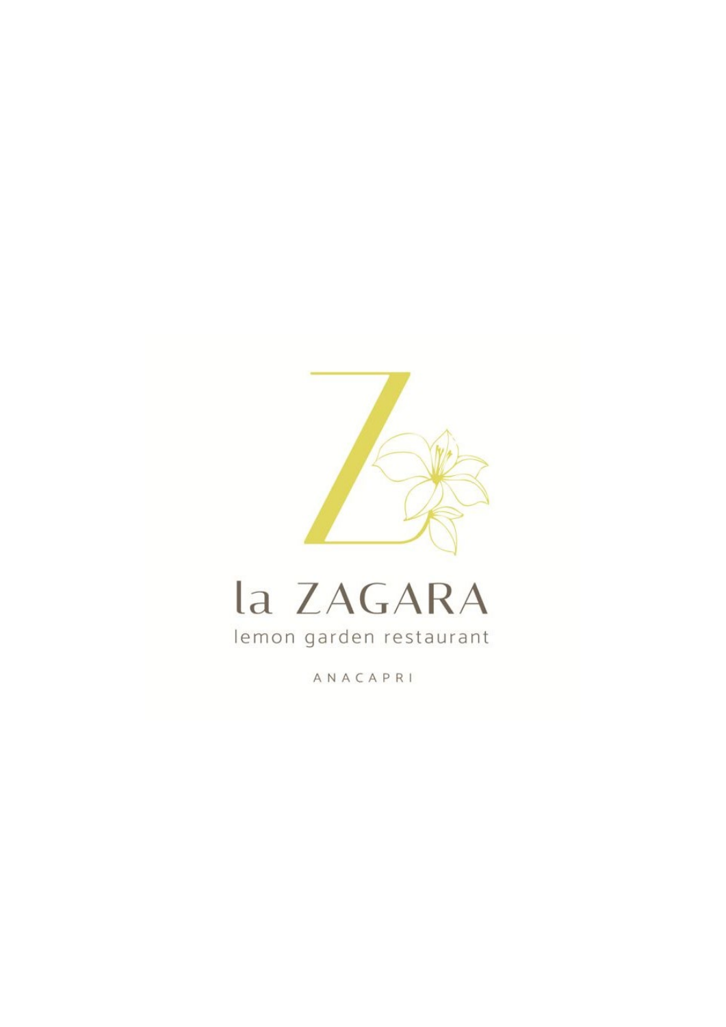la ZAGARA

lemon garden restaurant

ANACAPRI